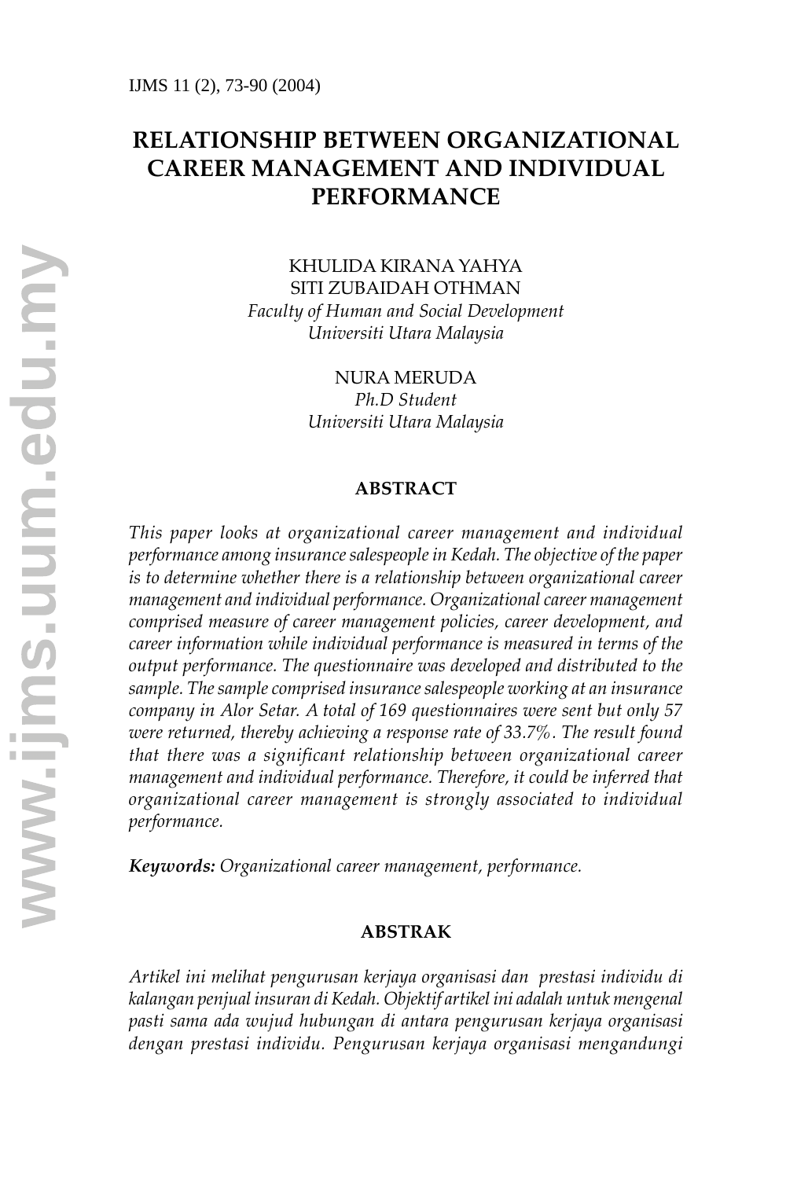# RELATIONSHIP BETWEEN ORGANIZATIONAL CAREER MANAGEMENT AND INDIVIDUAL PERFORMANCE

KHULIDA KIRANA YAHYA  
SITI ZUBAIDAH OTHMAN  
*Faculty of Human and Social Development*  
*Universiti Utara Malaysia*

NURA MERUDA  
*Ph.D Student*  
*Universiti Utara Malaysia*

## ABSTRACT

*This paper looks at organizational career management and individual performance among insurance salespeople in Kedah. The objective of the paper is to determine whether there is a relationship between organizational career management and individual performance. Organizational career management comprised measure of career management policies, career development, and career information while individual performance is measured in terms of the output performance. The questionnaire was developed and distributed to the sample. The sample comprised insurance salespeople working at an insurance company in Alor Setar. A total of 169 questionnaires were sent but only 57 were returned, thereby achieving a response rate of 33.7%. The result found that there was a significant relationship between organizational career management and individual performance. Therefore, it could be inferred that organizational career management is strongly associated to individual performance.*

***Keywords:*** *Organizational career management, performance.*

## ABSTRAK

*Artikel ini melihat pengurusan kerjaya organisasi dan prestasi individu di kalangan penjual insuran di Kedah. Objektif artikel ini adalah untuk mengenal pasti sama ada wujud hubungan di antara pengurusan kerjaya organisasi dengan prestasi individu. Pengurusan kerjaya organisasi mengandungi*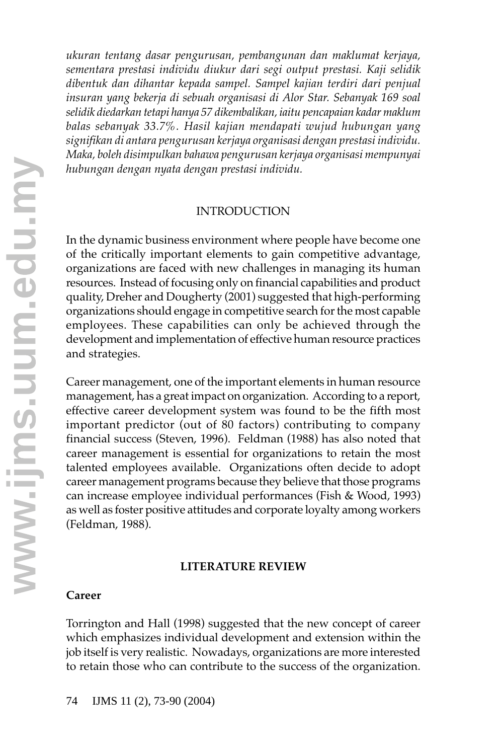*ukuran tentang dasar pengurusan, pembangunan dan maklumat kerjaya, sementara prestasi individu diukur dari segi output prestasi. Kaji selidik dibentuk dan dihantar kepada sampel. Sampel kajian terdiri dari penjual insuran yang bekerja di sebuah organisasi di Alor Star. Sebanyak 169 soal selidik diedarkan tetapi hanya 57 dikembalikan, iaitu pencapaian kadar maklum balas sebanyak 33.7%. Hasil kajian mendapati wujud hubungan yang signifikan di antara pengurusan kerjaya organisasi dengan prestasi individu. Maka, boleh disimpulkan bahawa pengurusan kerjaya organisasi mempunyai hubungan dengan nyata dengan prestasi individu.*

## INTRODUCTION

In the dynamic business environment where people have become one of the critically important elements to gain competitive advantage, organizations are faced with new challenges in managing its human resources. Instead of focusing only on financial capabilities and product quality, Dreher and Dougherty (2001) suggested that high-performing organizations should engage in competitive search for the most capable employees. These capabilities can only be achieved through the development and implementation of effective human resource practices and strategies.

Career management, one of the important elements in human resource management, has a great impact on organization. According to a report, effective career development system was found to be the fifth most important predictor (out of 80 factors) contributing to company financial success (Steven, 1996). Feldman (1988) has also noted that career management is essential for organizations to retain the most talented employees available. Organizations often decide to adopt career management programs because they believe that those programs can increase employee individual performances (Fish & Wood, 1993) as well as foster positive attitudes and corporate loyalty among workers (Feldman, 1988).

## LITERATURE REVIEW

### Career

Torrington and Hall (1998) suggested that the new concept of career which emphasizes individual development and extension within the job itself is very realistic. Nowadays, organizations are more interested to retain those who can contribute to the success of the organization.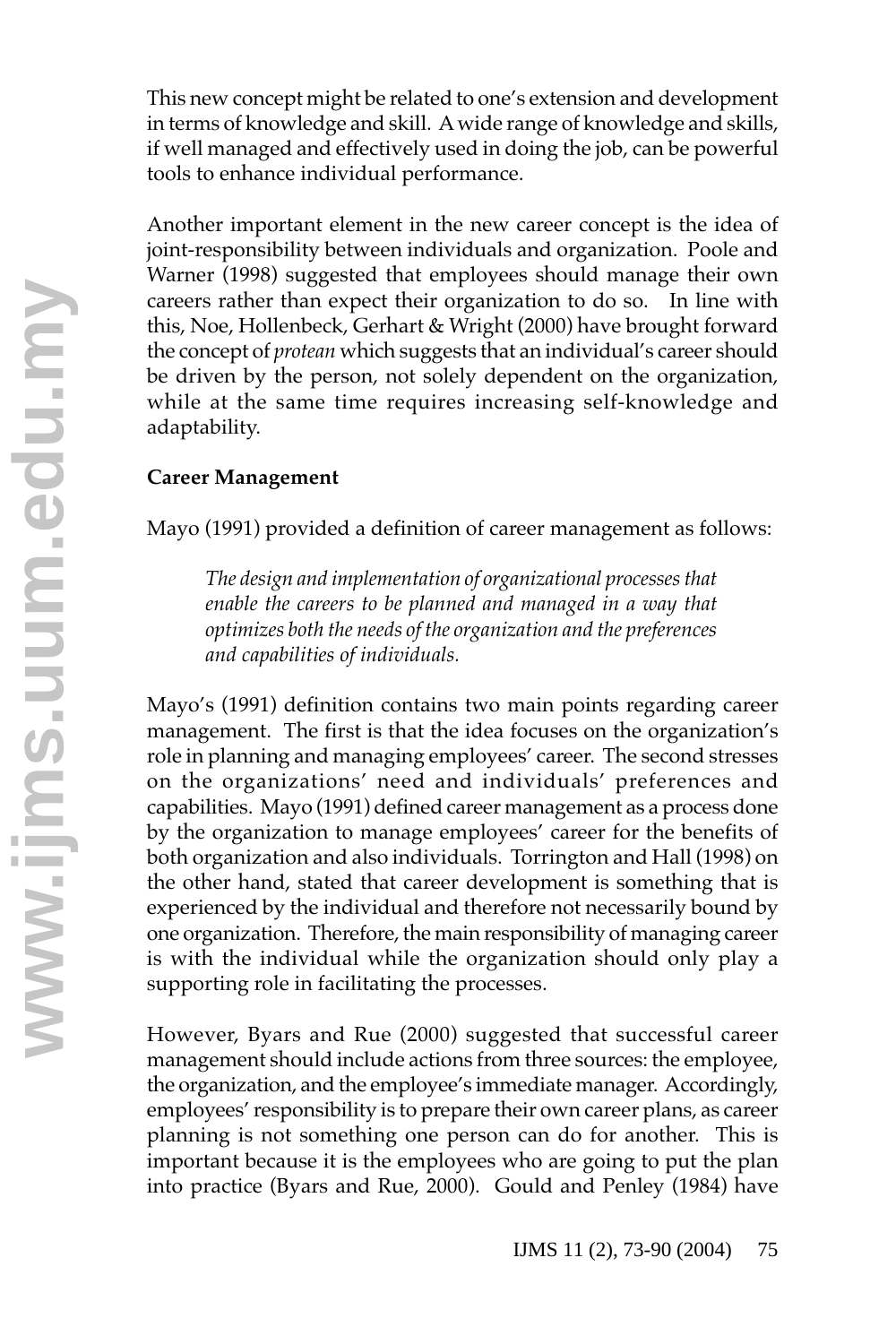This new concept might be related to one's extension and development in terms of knowledge and skill. A wide range of knowledge and skills, if well managed and effectively used in doing the job, can be powerful tools to enhance individual performance.

Another important element in the new career concept is the idea of joint-responsibility between individuals and organization. Poole and Warner (1998) suggested that employees should manage their own careers rather than expect their organization to do so. In line with this, Noe, Hollenbeck, Gerhart & Wright (2000) have brought forward the concept of *protean* which suggests that an individual's career should be driven by the person, not solely dependent on the organization, while at the same time requires increasing self-knowledge and adaptability.

**Career Management**

Mayo (1991) provided a definition of career management as follows:

> *The design and implementation of organizational processes that enable the careers to be planned and managed in a way that optimizes both the needs of the organization and the preferences and capabilities of individuals.*

Mayo's (1991) definition contains two main points regarding career management. The first is that the idea focuses on the organization's role in planning and managing employees' career. The second stresses on the organizations' need and individuals' preferences and capabilities. Mayo (1991) defined career management as a process done by the organization to manage employees' career for the benefits of both organization and also individuals. Torrington and Hall (1998) on the other hand, stated that career development is something that is experienced by the individual and therefore not necessarily bound by one organization. Therefore, the main responsibility of managing career is with the individual while the organization should only play a supporting role in facilitating the processes.

However, Byars and Rue (2000) suggested that successful career management should include actions from three sources: the employee, the organization, and the employee's immediate manager. Accordingly, employees' responsibility is to prepare their own career plans, as career planning is not something one person can do for another. This is important because it is the employees who are going to put the plan into practice (Byars and Rue, 2000). Gould and Penley (1984) have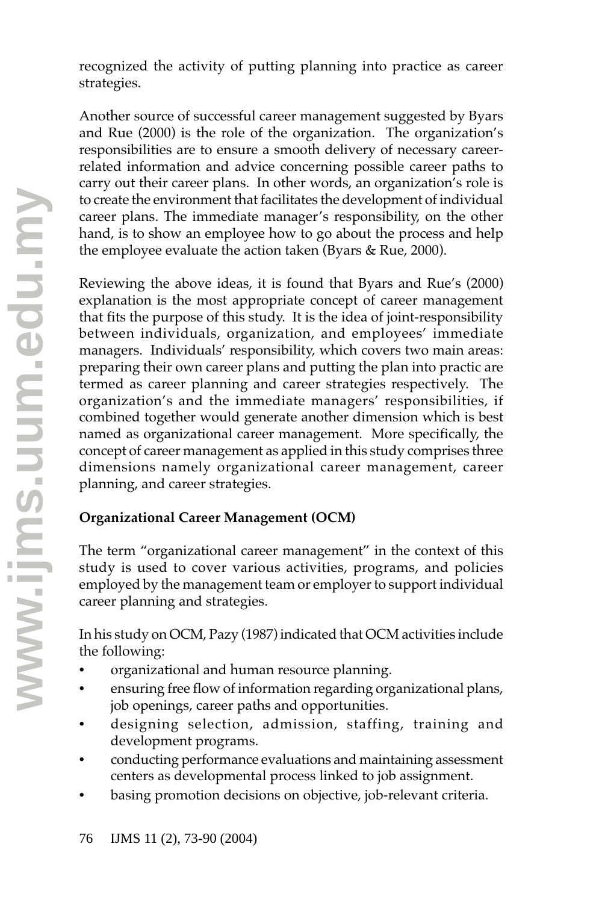recognized the activity of putting planning into practice as career strategies.

Another source of successful career management suggested by Byars and Rue (2000) is the role of the organization. The organization's responsibilities are to ensure a smooth delivery of necessary career-related information and advice concerning possible career paths to carry out their career plans. In other words, an organization's role is to create the environment that facilitates the development of individual career plans. The immediate manager's responsibility, on the other hand, is to show an employee how to go about the process and help the employee evaluate the action taken (Byars & Rue, 2000).

Reviewing the above ideas, it is found that Byars and Rue's (2000) explanation is the most appropriate concept of career management that fits the purpose of this study. It is the idea of joint-responsibility between individuals, organization, and employees' immediate managers. Individuals' responsibility, which covers two main areas: preparing their own career plans and putting the plan into practic are termed as career planning and career strategies respectively. The organization's and the immediate managers' responsibilities, if combined together would generate another dimension which is best named as organizational career management. More specifically, the concept of career management as applied in this study comprises three dimensions namely organizational career management, career planning, and career strategies.

**Organizational Career Management (OCM)**

The term "organizational career management" in the context of this study is used to cover various activities, programs, and policies employed by the management team or employer to support individual career planning and strategies.

In his study on OCM, Pazy (1987) indicated that OCM activities include the following:

- organizational and human resource planning.
- ensuring free flow of information regarding organizational plans, job openings, career paths and opportunities.
- designing selection, admission, staffing, training and development programs.
- conducting performance evaluations and maintaining assessment centers as developmental process linked to job assignment.
- basing promotion decisions on objective, job-relevant criteria.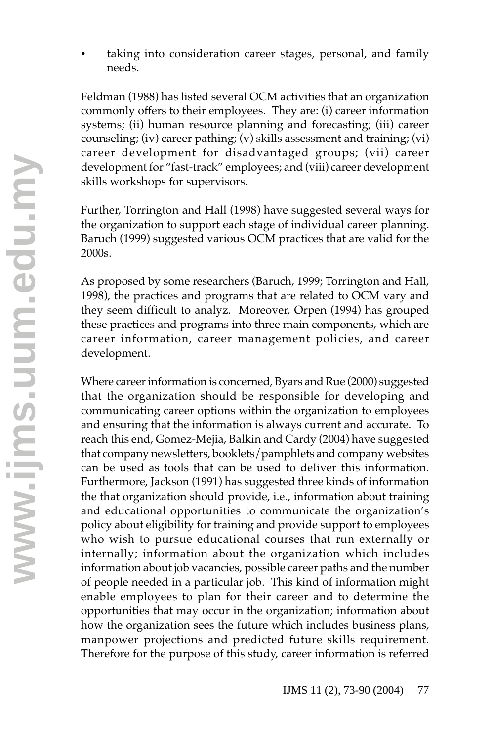- taking into consideration career stages, personal, and family needs.

Feldman (1988) has listed several OCM activities that an organization commonly offers to their employees. They are: (i) career information systems; (ii) human resource planning and forecasting; (iii) career counseling; (iv) career pathing; (v) skills assessment and training; (vi) career development for disadvantaged groups; (vii) career development for "fast-track" employees; and (viii) career development skills workshops for supervisors.

Further, Torrington and Hall (1998) have suggested several ways for the organization to support each stage of individual career planning. Baruch (1999) suggested various OCM practices that are valid for the 2000s.

As proposed by some researchers (Baruch, 1999; Torrington and Hall, 1998), the practices and programs that are related to OCM vary and they seem difficult to analyz. Moreover, Orpen (1994) has grouped these practices and programs into three main components, which are career information, career management policies, and career development.

Where career information is concerned, Byars and Rue (2000) suggested that the organization should be responsible for developing and communicating career options within the organization to employees and ensuring that the information is always current and accurate. To reach this end, Gomez-Mejia, Balkin and Cardy (2004) have suggested that company newsletters, booklets/pamphlets and company websites can be used as tools that can be used to deliver this information. Furthermore, Jackson (1991) has suggested three kinds of information the that organization should provide, i.e., information about training and educational opportunities to communicate the organization's policy about eligibility for training and provide support to employees who wish to pursue educational courses that run externally or internally; information about the organization which includes information about job vacancies, possible career paths and the number of people needed in a particular job. This kind of information might enable employees to plan for their career and to determine the opportunities that may occur in the organization; information about how the organization sees the future which includes business plans, manpower projections and predicted future skills requirement. Therefore for the purpose of this study, career information is referred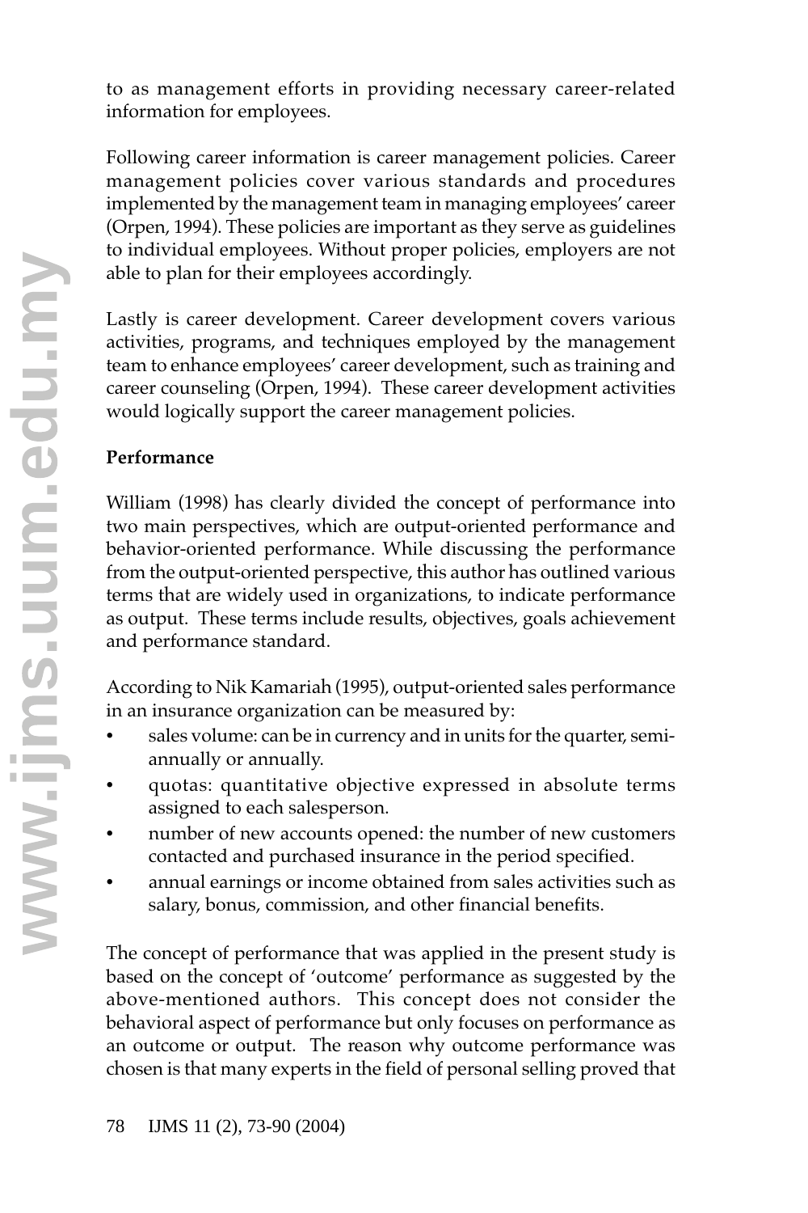to as management efforts in providing necessary career-related information for employees.

Following career information is career management policies. Career management policies cover various standards and procedures implemented by the management team in managing employees' career (Orpen, 1994). These policies are important as they serve as guidelines to individual employees. Without proper policies, employers are not able to plan for their employees accordingly.

Lastly is career development. Career development covers various activities, programs, and techniques employed by the management team to enhance employees' career development, such as training and career counseling (Orpen, 1994). These career development activities would logically support the career management policies.

**Performance**

William (1998) has clearly divided the concept of performance into two main perspectives, which are output-oriented performance and behavior-oriented performance. While discussing the performance from the output-oriented perspective, this author has outlined various terms that are widely used in organizations, to indicate performance as output. These terms include results, objectives, goals achievement and performance standard.

According to Nik Kamariah (1995), output-oriented sales performance in an insurance organization can be measured by:

- sales volume: can be in currency and in units for the quarter, semi-annually or annually.
- quotas: quantitative objective expressed in absolute terms assigned to each salesperson.
- number of new accounts opened: the number of new customers contacted and purchased insurance in the period specified.
- annual earnings or income obtained from sales activities such as salary, bonus, commission, and other financial benefits.

The concept of performance that was applied in the present study is based on the concept of 'outcome' performance as suggested by the above-mentioned authors. This concept does not consider the behavioral aspect of performance but only focuses on performance as an outcome or output. The reason why outcome performance was chosen is that many experts in the field of personal selling proved that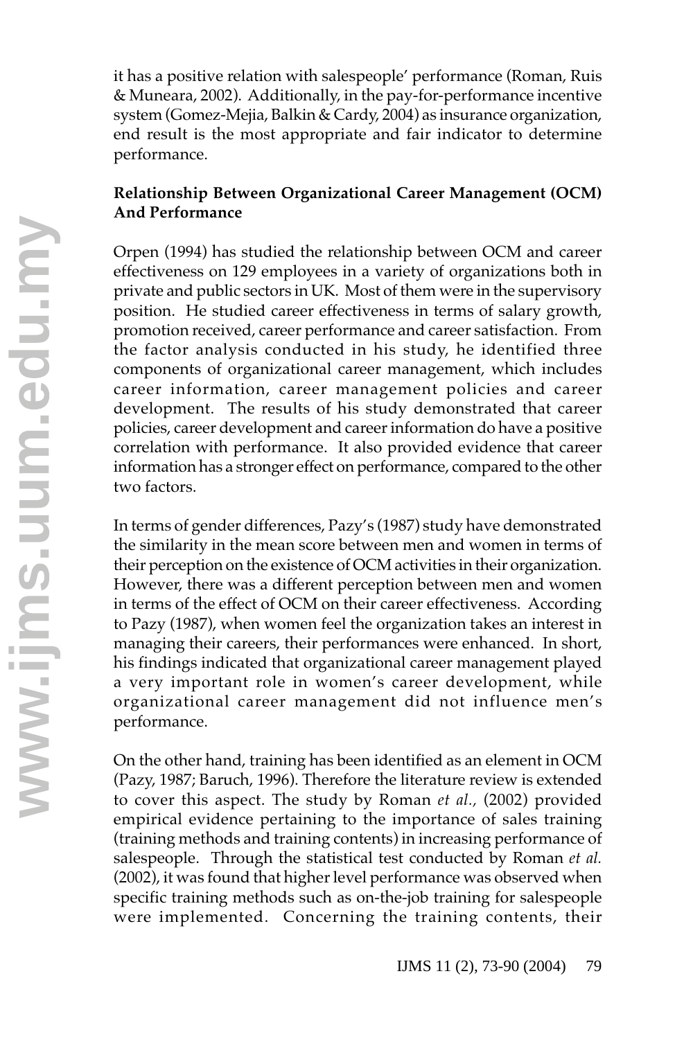it has a positive relation with salespeople' performance (Roman, Ruis & Muneara, 2002). Additionally, in the pay-for-performance incentive system (Gomez-Mejia, Balkin & Cardy, 2004) as insurance organization, end result is the most appropriate and fair indicator to determine performance.

**Relationship Between Organizational Career Management (OCM) And Performance**

Orpen (1994) has studied the relationship between OCM and career effectiveness on 129 employees in a variety of organizations both in private and public sectors in UK. Most of them were in the supervisory position. He studied career effectiveness in terms of salary growth, promotion received, career performance and career satisfaction. From the factor analysis conducted in his study, he identified three components of organizational career management, which includes career information, career management policies and career development. The results of his study demonstrated that career policies, career development and career information do have a positive correlation with performance. It also provided evidence that career information has a stronger effect on performance, compared to the other two factors.

In terms of gender differences, Pazy's (1987) study have demonstrated the similarity in the mean score between men and women in terms of their perception on the existence of OCM activities in their organization. However, there was a different perception between men and women in terms of the effect of OCM on their career effectiveness. According to Pazy (1987), when women feel the organization takes an interest in managing their careers, their performances were enhanced. In short, his findings indicated that organizational career management played a very important role in women's career development, while organizational career management did not influence men's performance.

On the other hand, training has been identified as an element in OCM (Pazy, 1987; Baruch, 1996). Therefore the literature review is extended to cover this aspect. The study by Roman *et al.*, (2002) provided empirical evidence pertaining to the importance of sales training (training methods and training contents) in increasing performance of salespeople. Through the statistical test conducted by Roman *et al.* (2002), it was found that higher level performance was observed when specific training methods such as on-the-job training for salespeople were implemented. Concerning the training contents, their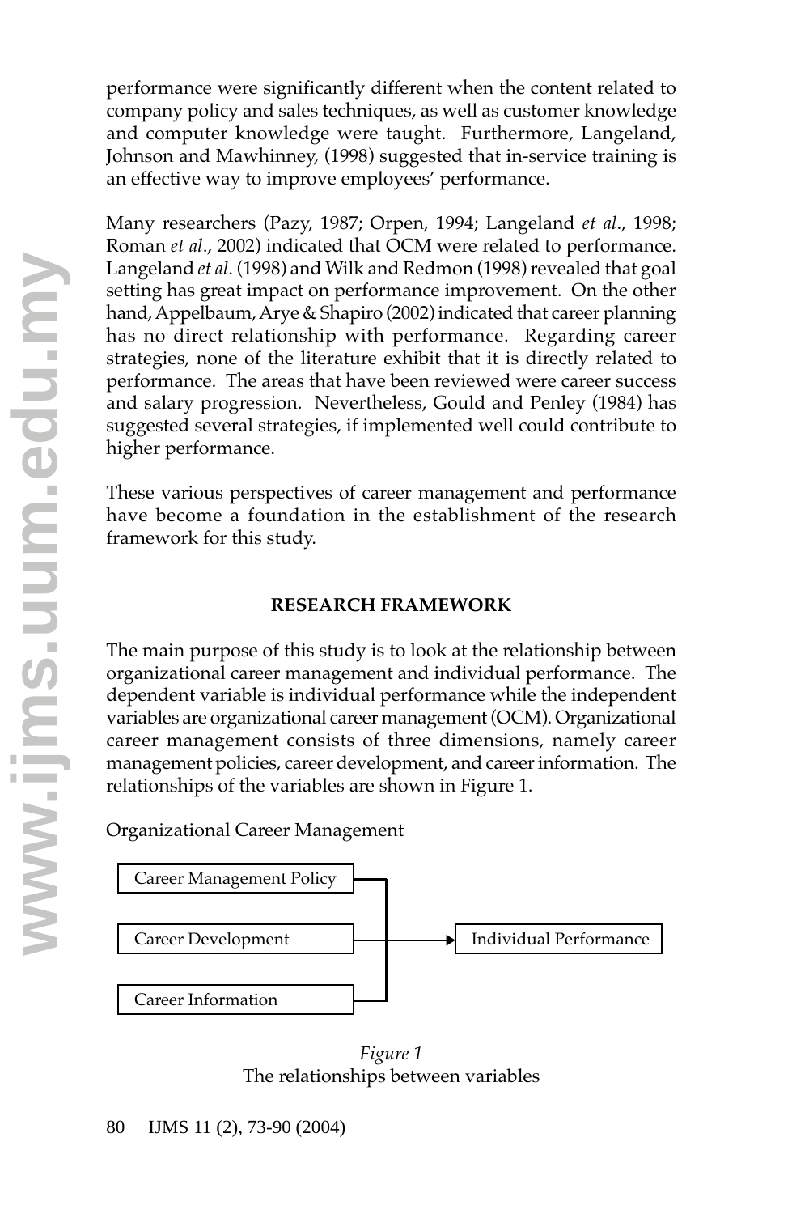performance were significantly different when the content related to company policy and sales techniques, as well as customer knowledge and computer knowledge were taught. Furthermore, Langeland, Johnson and Mawhinney, (1998) suggested that in-service training is an effective way to improve employees' performance.

Many researchers (Pazy, 1987; Orpen, 1994; Langeland *et al*., 1998; Roman *et al*., 2002) indicated that OCM were related to performance. Langeland *et al*. (1998) and Wilk and Redmon (1998) revealed that goal setting has great impact on performance improvement. On the other hand, Appelbaum, Arye & Shapiro (2002) indicated that career planning has no direct relationship with performance. Regarding career strategies, none of the literature exhibit that it is directly related to performance. The areas that have been reviewed were career success and salary progression. Nevertheless, Gould and Penley (1984) has suggested several strategies, if implemented well could contribute to higher performance.

These various perspectives of career management and performance have become a foundation in the establishment of the research framework for this study.

## RESEARCH FRAMEWORK

The main purpose of this study is to look at the relationship between organizational career management and individual performance. The dependent variable is individual performance while the independent variables are organizational career management (OCM). Organizational career management consists of three dimensions, namely career management policies, career development, and career information. The relationships of the variables are shown in Figure 1.

Organizational Career Management

Career Management Policy

Career Development → Individual Performance

Career Information

*Figure 1*
The relationships between variables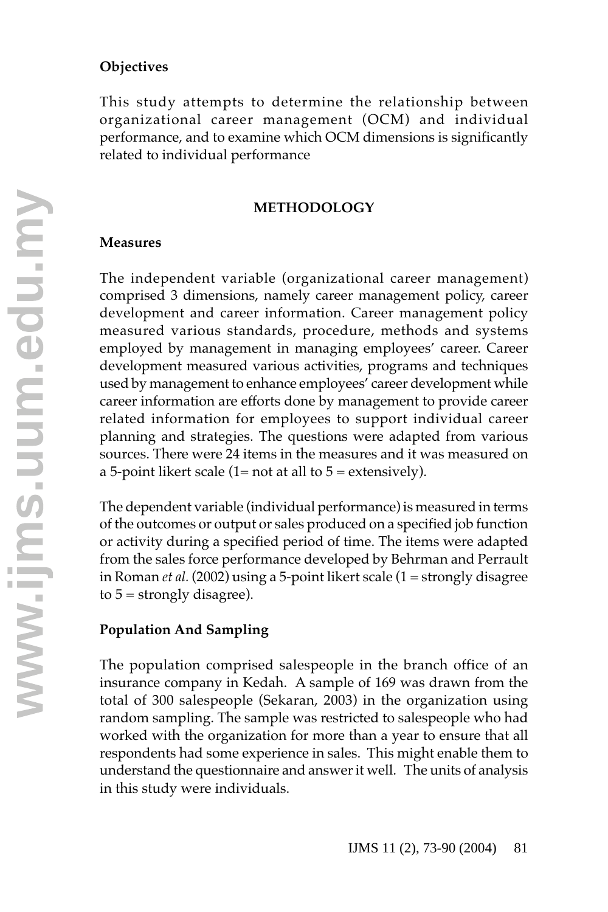**Objectives**

This study attempts to determine the relationship between organizational career management (OCM) and individual performance, and to examine which OCM dimensions is significantly related to individual performance

## METHODOLOGY

**Measures**

The independent variable (organizational career management) comprised 3 dimensions, namely career management policy, career development and career information. Career management policy measured various standards, procedure, methods and systems employed by management in managing employees' career. Career development measured various activities, programs and techniques used by management to enhance employees' career development while career information are efforts done by management to provide career related information for employees to support individual career planning and strategies. The questions were adapted from various sources. There were 24 items in the measures and it was measured on a 5-point likert scale (1= not at all to 5 = extensively).

The dependent variable (individual performance) is measured in terms of the outcomes or output or sales produced on a specified job function or activity during a specified period of time. The items were adapted from the sales force performance developed by Behrman and Perrault in Roman *et al.* (2002) using a 5-point likert scale (1 = strongly disagree to 5 = strongly disagree).

**Population And Sampling**

The population comprised salespeople in the branch office of an insurance company in Kedah. A sample of 169 was drawn from the total of 300 salespeople (Sekaran, 2003) in the organization using random sampling. The sample was restricted to salespeople who had worked with the organization for more than a year to ensure that all respondents had some experience in sales. This might enable them to understand the questionnaire and answer it well. The units of analysis in this study were individuals.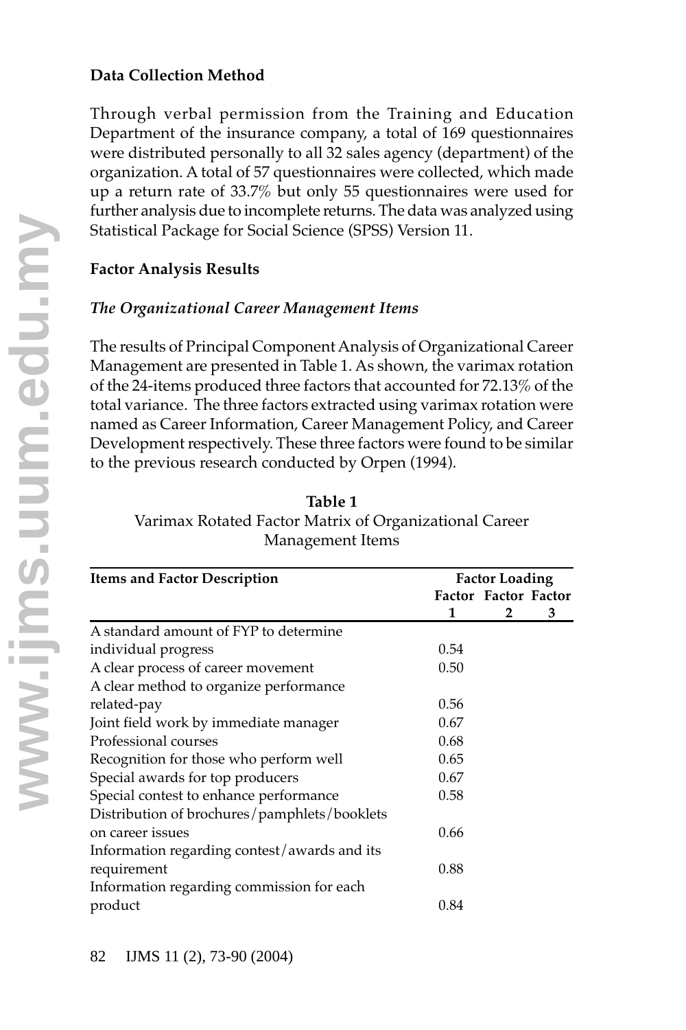**Data Collection Method**

Through verbal permission from the Training and Education Department of the insurance company, a total of 169 questionnaires were distributed personally to all 32 sales agency (department) of the organization. A total of 57 questionnaires were collected, which made up a return rate of 33.7% but only 55 questionnaires were used for further analysis due to incomplete returns. The data was analyzed using Statistical Package for Social Science (SPSS) Version 11.

**Factor Analysis Results**

***The Organizational Career Management Items***

The results of Principal Component Analysis of Organizational Career Management are presented in Table 1. As shown, the varimax rotation of the 24-items produced three factors that accounted for 72.13% of the total variance. The three factors extracted using varimax rotation were named as Career Information, Career Management Policy, and Career Development respectively. These three factors were found to be similar to the previous research conducted by Orpen (1994).

**Table 1**
Varimax Rotated Factor Matrix of Organizational Career Management Items

| Items and Factor Description | Factor Loading | | |
|---|---|---|---|
| | Factor 1 | Factor 2 | Factor 3 |
| A standard amount of FYP to determine individual progress | 0.54 | | |
| A clear process of career movement | 0.50 | | |
| A clear method to organize performance related-pay | 0.56 | | |
| Joint field work by immediate manager | 0.67 | | |
| Professional courses | 0.68 | | |
| Recognition for those who perform well | 0.65 | | |
| Special awards for top producers | 0.67 | | |
| Special contest to enhance performance | 0.58 | | |
| Distribution of brochures/pamphlets/booklets on career issues | 0.66 | | |
| Information regarding contest/awards and its requirement | 0.88 | | |
| Information regarding commission for each product | 0.84 | | |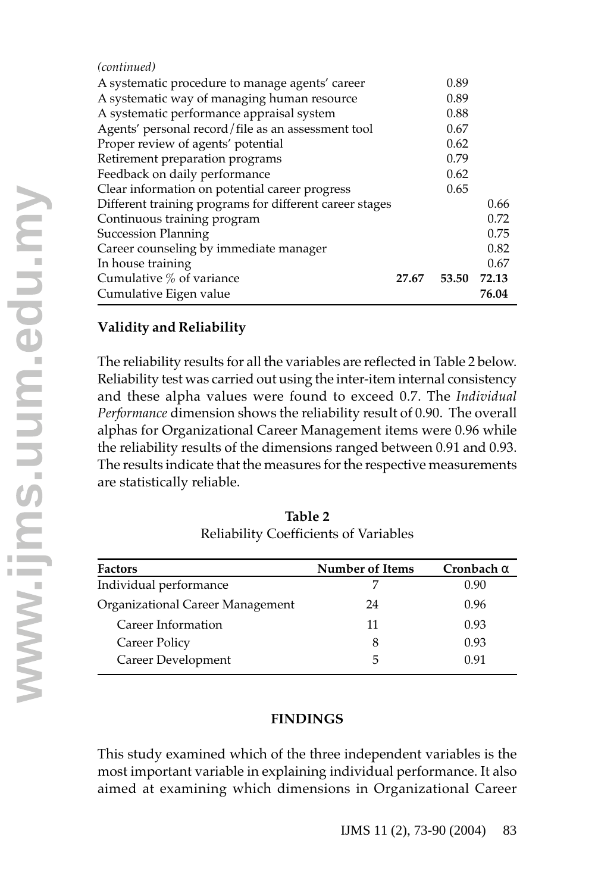*(continued)*

| | | | |
|---|---|---|---|
| A systematic procedure to manage agents' career | | 0.89 | |
| A systematic way of managing human resource | | 0.89 | |
| A systematic performance appraisal system | | 0.88 | |
| Agents' personal record/file as an assessment tool | | 0.67 | |
| Proper review of agents' potential | | 0.62 | |
| Retirement preparation programs | | 0.79 | |
| Feedback on daily performance | | 0.62 | |
| Clear information on potential career progress | | 0.65 | |
| Different training programs for different career stages | | | 0.66 |
| Continuous training program | | | 0.72 |
| Succession Planning | | | 0.75 |
| Career counseling by immediate manager | | | 0.82 |
| In house training | | | 0.67 |
| Cumulative % of variance | **27.67** | **53.50** | **72.13** |
| Cumulative Eigen value | | | **76.04** |

### Validity and Reliability

The reliability results for all the variables are reflected in Table 2 below. Reliability test was carried out using the inter-item internal consistency and these alpha values were found to exceed 0.7. The *Individual Performance* dimension shows the reliability result of 0.90. The overall alphas for Organizational Career Management items were 0.96 while the reliability results of the dimensions ranged between 0.91 and 0.93. The results indicate that the measures for the respective measurements are statistically reliable.

**Table 2**
Reliability Coefficients of Variables

| Factors | Number of Items | Cronbach α |
|---|---|---|
| Individual performance | 7 | 0.90 |
| Organizational Career Management | 24 | 0.96 |
| Career Information | 11 | 0.93 |
| Career Policy | 8 | 0.93 |
| Career Development | 5 | 0.91 |

## FINDINGS

This study examined which of the three independent variables is the most important variable in explaining individual performance. It also aimed at examining which dimensions in Organizational Career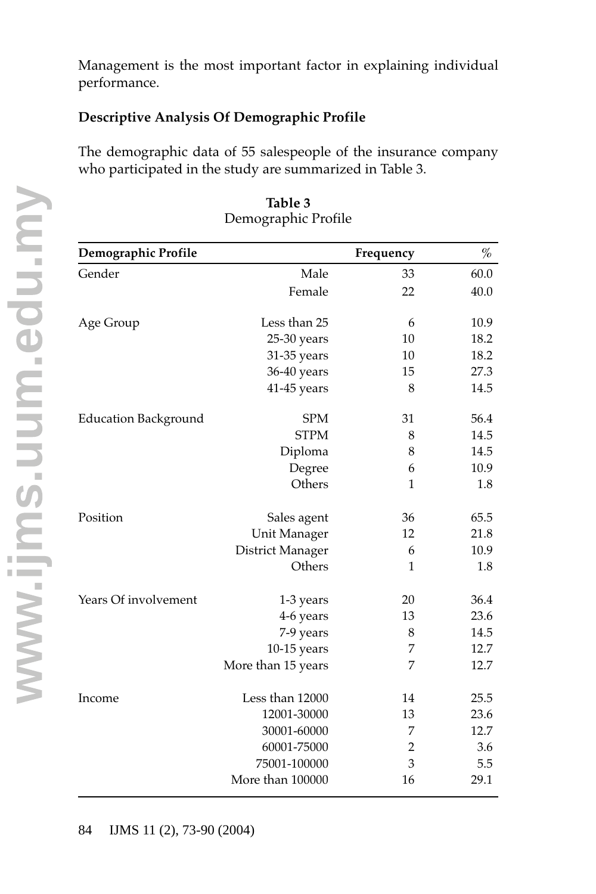Management is the most important factor in explaining individual performance.

**Descriptive Analysis Of Demographic Profile**

The demographic data of 55 salespeople of the insurance company who participated in the study are summarized in Table 3.

**Table 3**
Demographic Profile

| Demographic Profile | | Frequency | % |
|---|---|---|---|
| Gender | Male | 33 | 60.0 |
| | Female | 22 | 40.0 |
| Age Group | Less than 25 | 6 | 10.9 |
| | 25-30 years | 10 | 18.2 |
| | 31-35 years | 10 | 18.2 |
| | 36-40 years | 15 | 27.3 |
| | 41-45 years | 8 | 14.5 |
| Education Background | SPM | 31 | 56.4 |
| | STPM | 8 | 14.5 |
| | Diploma | 8 | 14.5 |
| | Degree | 6 | 10.9 |
| | Others | 1 | 1.8 |
| Position | Sales agent | 36 | 65.5 |
| | Unit Manager | 12 | 21.8 |
| | District Manager | 6 | 10.9 |
| | Others | 1 | 1.8 |
| Years Of involvement | 1-3 years | 20 | 36.4 |
| | 4-6 years | 13 | 23.6 |
| | 7-9 years | 8 | 14.5 |
| | 10-15 years | 7 | 12.7 |
| | More than 15 years | 7 | 12.7 |
| Income | Less than 12000 | 14 | 25.5 |
| | 12001-30000 | 13 | 23.6 |
| | 30001-60000 | 7 | 12.7 |
| | 60001-75000 | 2 | 3.6 |
| | 75001-100000 | 3 | 5.5 |
| | More than 100000 | 16 | 29.1 |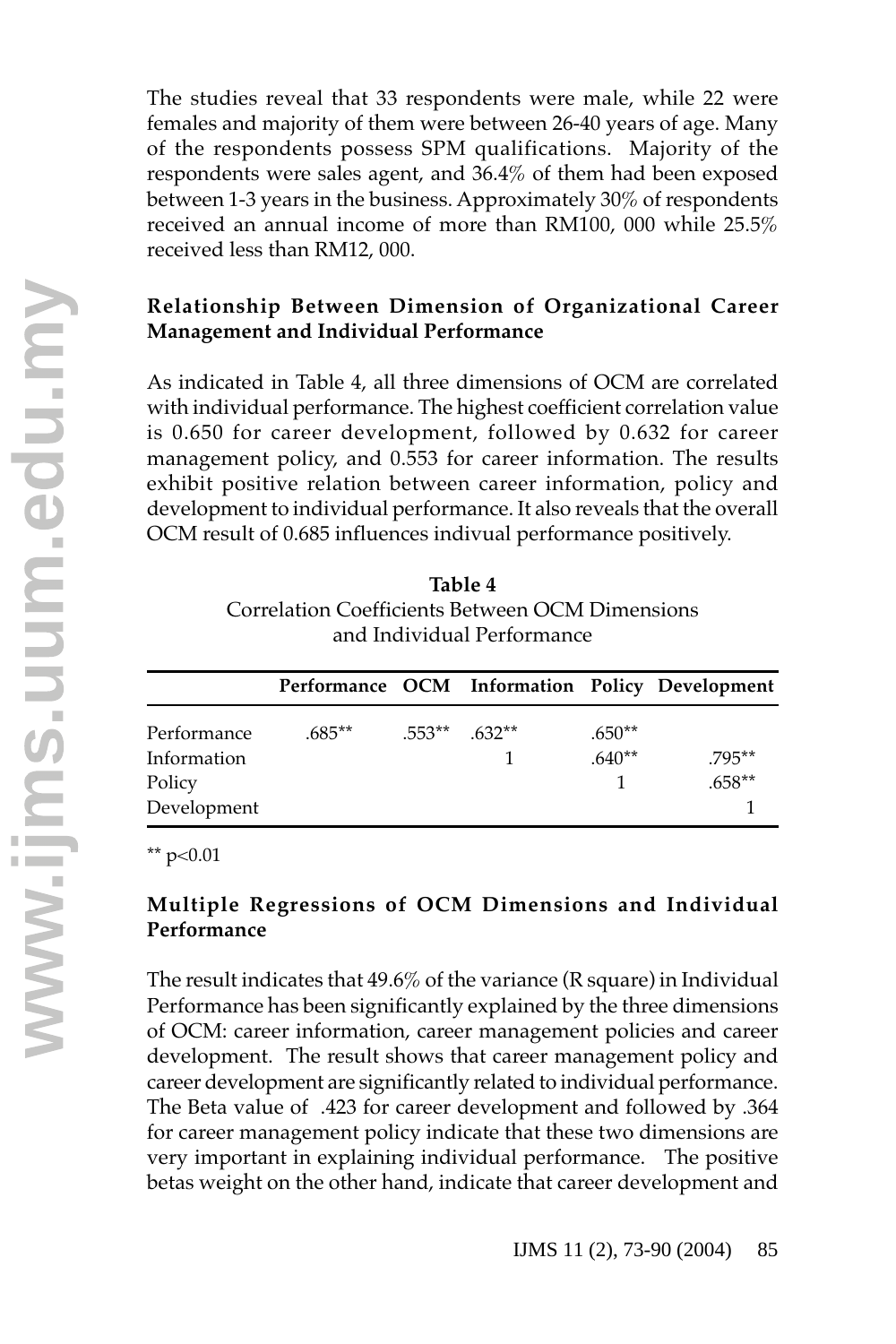The studies reveal that 33 respondents were male, while 22 were females and majority of them were between 26-40 years of age. Many of the respondents possess SPM qualifications. Majority of the respondents were sales agent, and 36.4% of them had been exposed between 1-3 years in the business. Approximately 30% of respondents received an annual income of more than RM100, 000 while 25.5% received less than RM12, 000.

### Relationship Between Dimension of Organizational Career Management and Individual Performance

As indicated in Table 4, all three dimensions of OCM are correlated with individual performance. The highest coefficient correlation value is 0.650 for career development, followed by 0.632 for career management policy, and 0.553 for career information. The results exhibit positive relation between career information, policy and development to individual performance. It also reveals that the overall OCM result of 0.685 influences indivual performance positively.

**Table 4**
Correlation Coefficients Between OCM Dimensions and Individual Performance

| | Performance | OCM | Information | Policy | Development |
|---|---|---|---|---|---|
| Performance | .685** | .553** | .632** | .650** | |
| Information | | | 1 | .640** | .795** |
| Policy | | | | 1 | .658** |
| Development | | | | | 1 |

** $p<0.01$

### Multiple Regressions of OCM Dimensions and Individual Performance

The result indicates that 49.6% of the variance (R square) in Individual Performance has been significantly explained by the three dimensions of OCM: career information, career management policies and career development. The result shows that career management policy and career development are significantly related to individual performance. The Beta value of .423 for career development and followed by .364 for career management policy indicate that these two dimensions are very important in explaining individual performance. The positive betas weight on the other hand, indicate that career development and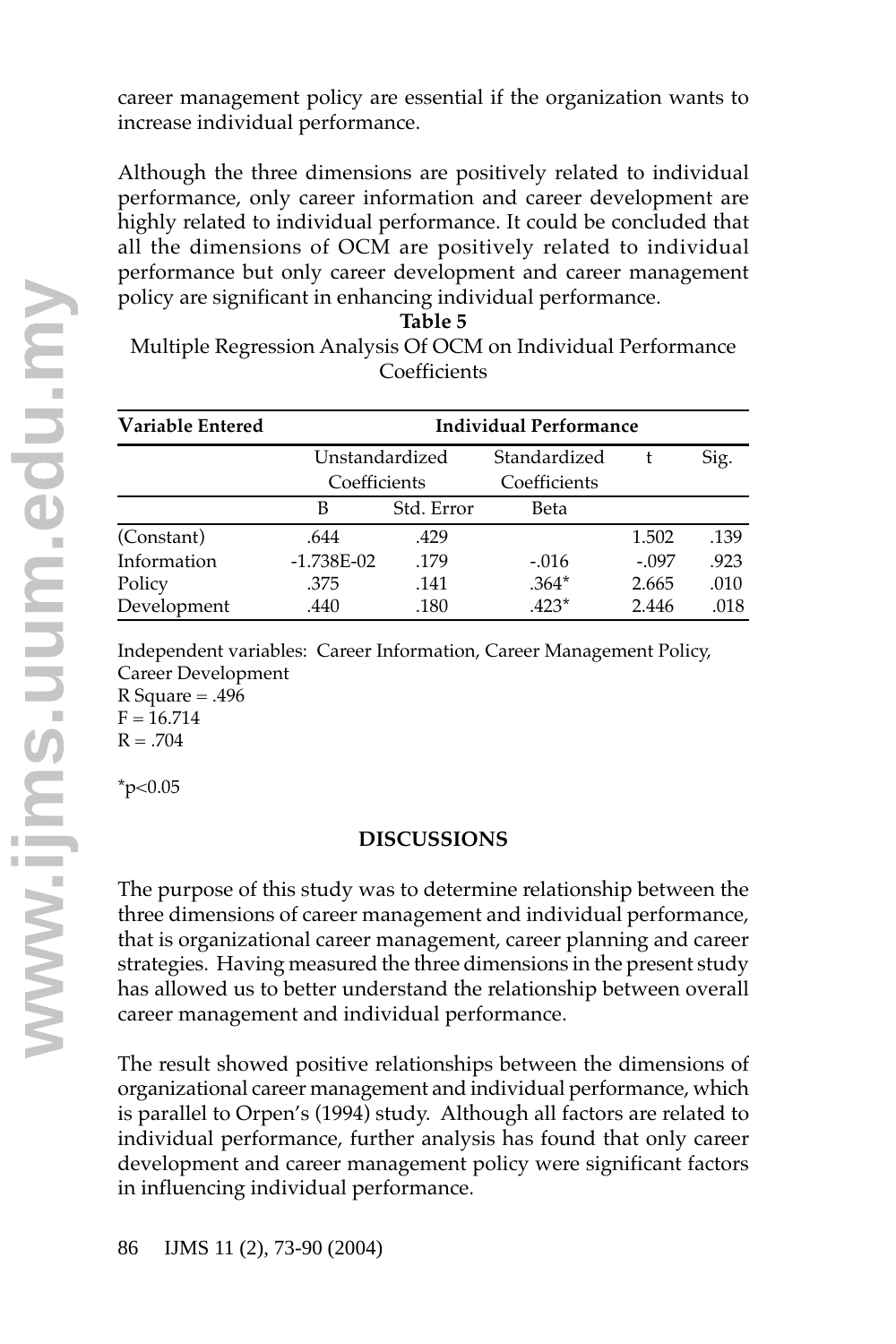career management policy are essential if the organization wants to increase individual performance.

Although the three dimensions are positively related to individual performance, only career information and career development are highly related to individual performance. It could be concluded that all the dimensions of OCM are positively related to individual performance but only career development and career management policy are significant in enhancing individual performance.

**Table 5**

Multiple Regression Analysis Of OCM on Individual Performance Coefficients

| Variable Entered | Individual Performance | | | | |
|---|---|---|---|---|---|
| | Unstandardized Coefficients | | Standardized Coefficients | t | Sig. |
| | B | Std. Error | Beta | | |
| (Constant) | .644 | .429 | | 1.502 | .139 |
| Information | -1.738E-02 | .179 | -.016 | -.097 | .923 |
| Policy | .375 | .141 | .364* | 2.665 | .010 |
| Development | .440 | .180 | .423* | 2.446 | .018 |

Independent variables: Career Information, Career Management Policy, Career Development

R Square = .496

F = 16.714

R = .704

*$p<0.05$

## DISCUSSIONS

The purpose of this study was to determine relationship between the three dimensions of career management and individual performance, that is organizational career management, career planning and career strategies. Having measured the three dimensions in the present study has allowed us to better understand the relationship between overall career management and individual performance.

The result showed positive relationships between the dimensions of organizational career management and individual performance, which is parallel to Orpen's (1994) study. Although all factors are related to individual performance, further analysis has found that only career development and career management policy were significant factors in influencing individual performance.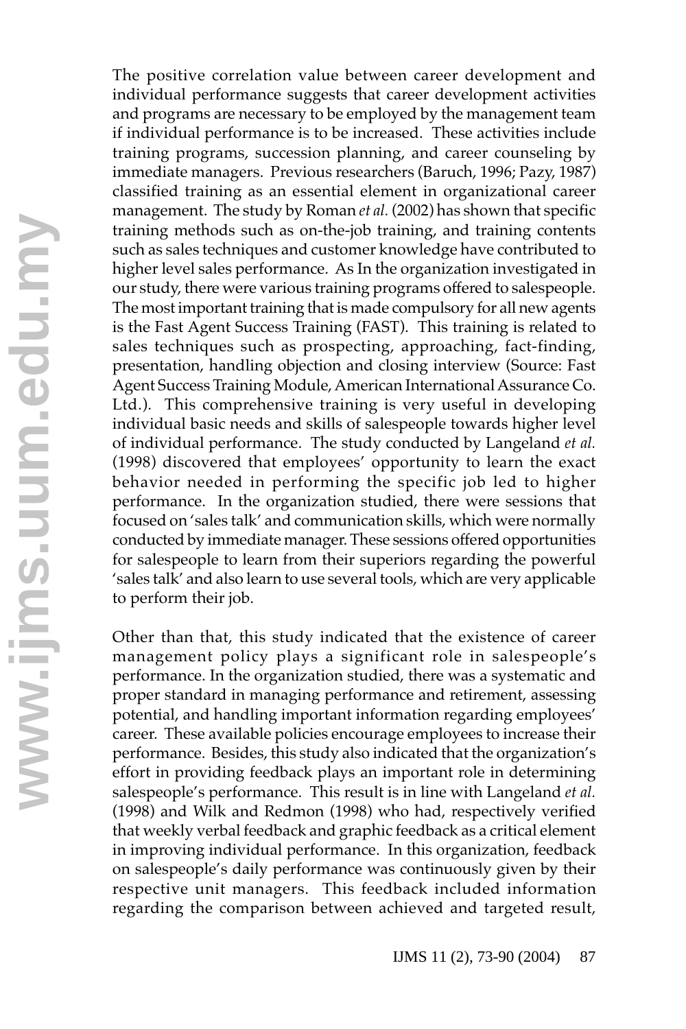The positive correlation value between career development and individual performance suggests that career development activities and programs are necessary to be employed by the management team if individual performance is to be increased. These activities include training programs, succession planning, and career counseling by immediate managers. Previous researchers (Baruch, 1996; Pazy, 1987) classified training as an essential element in organizational career management. The study by Roman *et al.* (2002) has shown that specific training methods such as on-the-job training, and training contents such as sales techniques and customer knowledge have contributed to higher level sales performance. As In the organization investigated in our study, there were various training programs offered to salespeople. The most important training that is made compulsory for all new agents is the Fast Agent Success Training (FAST). This training is related to sales techniques such as prospecting, approaching, fact-finding, presentation, handling objection and closing interview (Source: Fast Agent Success Training Module, American International Assurance Co. Ltd.). This comprehensive training is very useful in developing individual basic needs and skills of salespeople towards higher level of individual performance. The study conducted by Langeland *et al.* (1998) discovered that employees' opportunity to learn the exact behavior needed in performing the specific job led to higher performance. In the organization studied, there were sessions that focused on 'sales talk' and communication skills, which were normally conducted by immediate manager. These sessions offered opportunities for salespeople to learn from their superiors regarding the powerful 'sales talk' and also learn to use several tools, which are very applicable to perform their job.

Other than that, this study indicated that the existence of career management policy plays a significant role in salespeople's performance. In the organization studied, there was a systematic and proper standard in managing performance and retirement, assessing potential, and handling important information regarding employees' career. These available policies encourage employees to increase their performance. Besides, this study also indicated that the organization's effort in providing feedback plays an important role in determining salespeople's performance. This result is in line with Langeland *et al.* (1998) and Wilk and Redmon (1998) who had, respectively verified that weekly verbal feedback and graphic feedback as a critical element in improving individual performance. In this organization, feedback on salespeople's daily performance was continuously given by their respective unit managers. This feedback included information regarding the comparison between achieved and targeted result,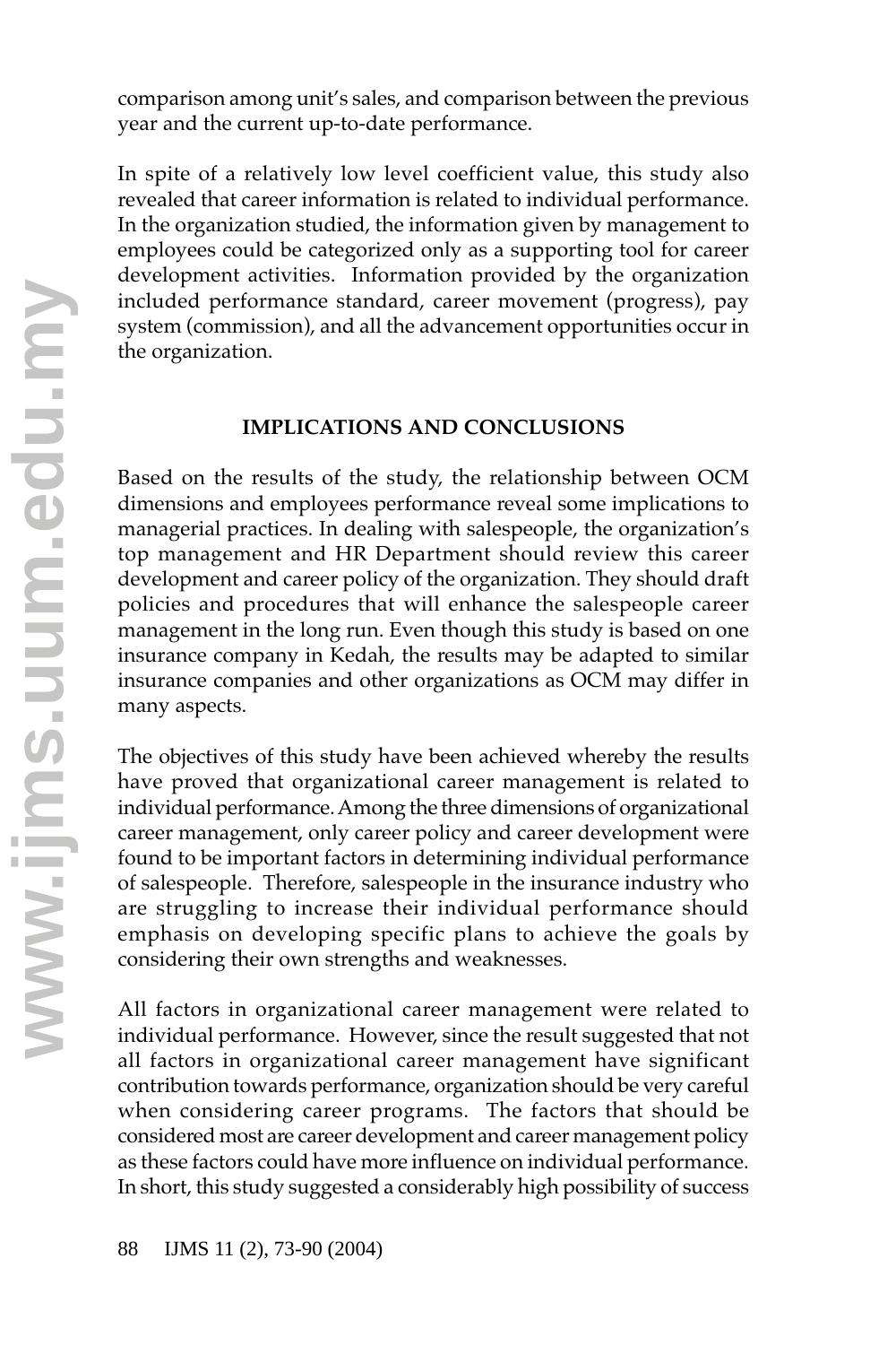comparison among unit's sales, and comparison between the previous year and the current up-to-date performance.

In spite of a relatively low level coefficient value, this study also revealed that career information is related to individual performance. In the organization studied, the information given by management to employees could be categorized only as a supporting tool for career development activities. Information provided by the organization included performance standard, career movement (progress), pay system (commission), and all the advancement opportunities occur in the organization.

## IMPLICATIONS AND CONCLUSIONS

Based on the results of the study, the relationship between OCM dimensions and employees performance reveal some implications to managerial practices. In dealing with salespeople, the organization's top management and HR Department should review this career development and career policy of the organization. They should draft policies and procedures that will enhance the salespeople career management in the long run. Even though this study is based on one insurance company in Kedah, the results may be adapted to similar insurance companies and other organizations as OCM may differ in many aspects.

The objectives of this study have been achieved whereby the results have proved that organizational career management is related to individual performance. Among the three dimensions of organizational career management, only career policy and career development were found to be important factors in determining individual performance of salespeople. Therefore, salespeople in the insurance industry who are struggling to increase their individual performance should emphasis on developing specific plans to achieve the goals by considering their own strengths and weaknesses.

All factors in organizational career management were related to individual performance. However, since the result suggested that not all factors in organizational career management have significant contribution towards performance, organization should be very careful when considering career programs. The factors that should be considered most are career development and career management policy as these factors could have more influence on individual performance. In short, this study suggested a considerably high possibility of success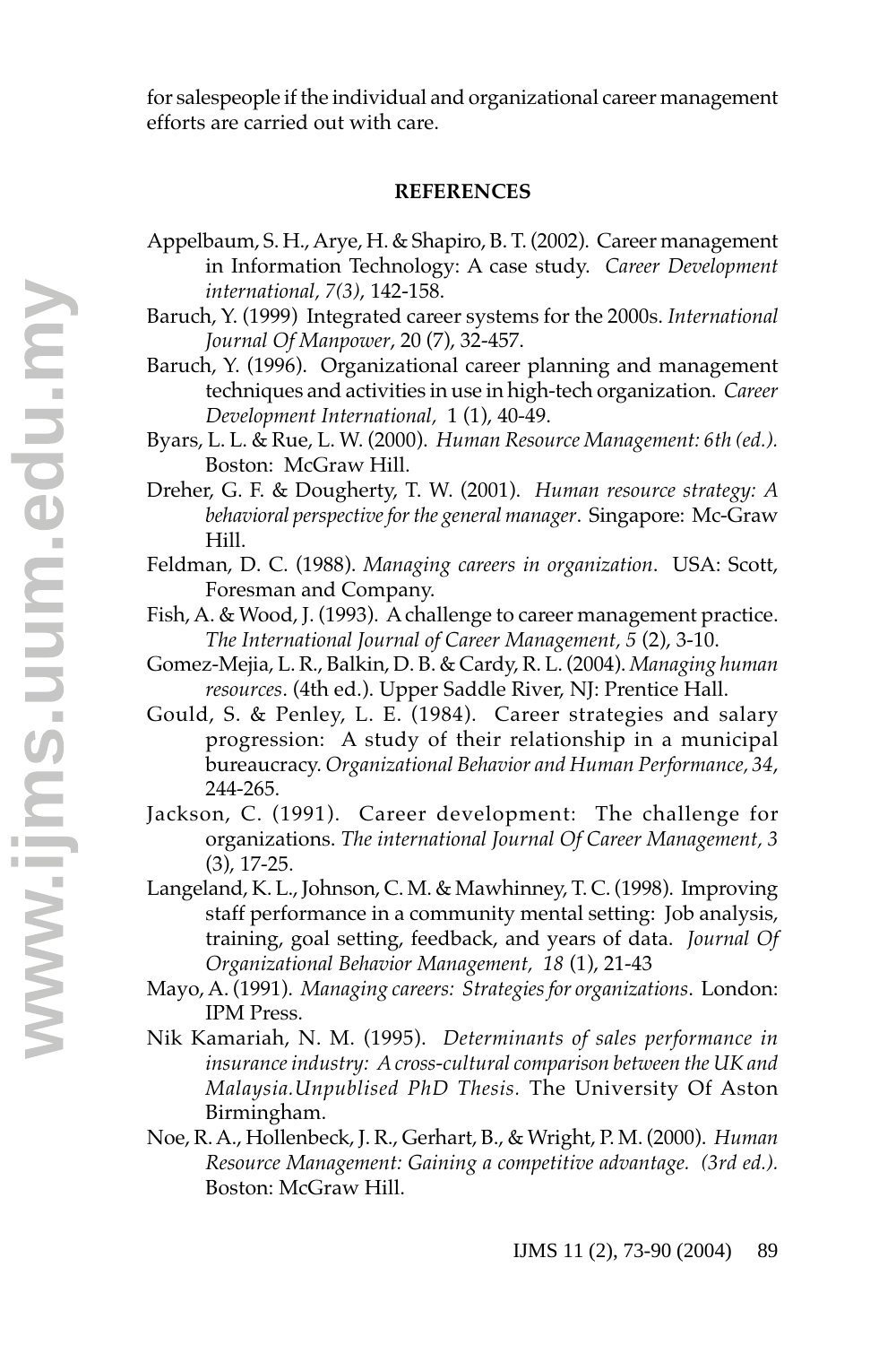for salespeople if the individual and organizational career management efforts are carried out with care.

## REFERENCES

Appelbaum, S. H., Arye, H. & Shapiro, B. T. (2002). Career management in Information Technology: A case study. *Career Development international, 7(3)*, 142-158.

Baruch, Y. (1999) Integrated career systems for the 2000s. *International Journal Of Manpower*, 20 (7), 32-457.

Baruch, Y. (1996). Organizational career planning and management techniques and activities in use in high-tech organization. *Career Development International,* 1 (1), 40-49.

Byars, L. L. & Rue, L. W. (2000). *Human Resource Management: 6th (ed.).* Boston: McGraw Hill.

Dreher, G. F. & Dougherty, T. W. (2001). *Human resource strategy: A behavioral perspective for the general manager*. Singapore: Mc-Graw Hill.

Feldman, D. C. (1988). *Managing careers in organization*. USA: Scott, Foresman and Company.

Fish, A. & Wood, J. (1993). A challenge to career management practice. *The International Journal of Career Management, 5* (2), 3-10.

Gomez-Mejia, L. R., Balkin, D. B. & Cardy, R. L. (2004). *Managing human resources*. (4th ed.). Upper Saddle River, NJ: Prentice Hall.

Gould, S. & Penley, L. E. (1984). Career strategies and salary progression: A study of their relationship in a municipal bureaucracy. *Organizational Behavior and Human Performance, 34*, 244-265.

Jackson, C. (1991). Career development: The challenge for organizations. *The international Journal Of Career Management, 3* (3), 17-25.

Langeland, K. L., Johnson, C. M. & Mawhinney, T. C. (1998). Improving staff performance in a community mental setting: Job analysis, training, goal setting, feedback, and years of data. *Journal Of Organizational Behavior Management, 18* (1), 21-43

Mayo, A. (1991). *Managing careers: Strategies for organizations*. London: IPM Press.

Nik Kamariah, N. M. (1995). *Determinants of sales performance in insurance industry: A cross-cultural comparison between the UK and Malaysia.Unpublised PhD Thesis.* The University Of Aston Birmingham.

Noe, R. A., Hollenbeck, J. R., Gerhart, B., & Wright, P. M. (2000). *Human Resource Management: Gaining a competitive advantage. (3rd ed.).* Boston: McGraw Hill.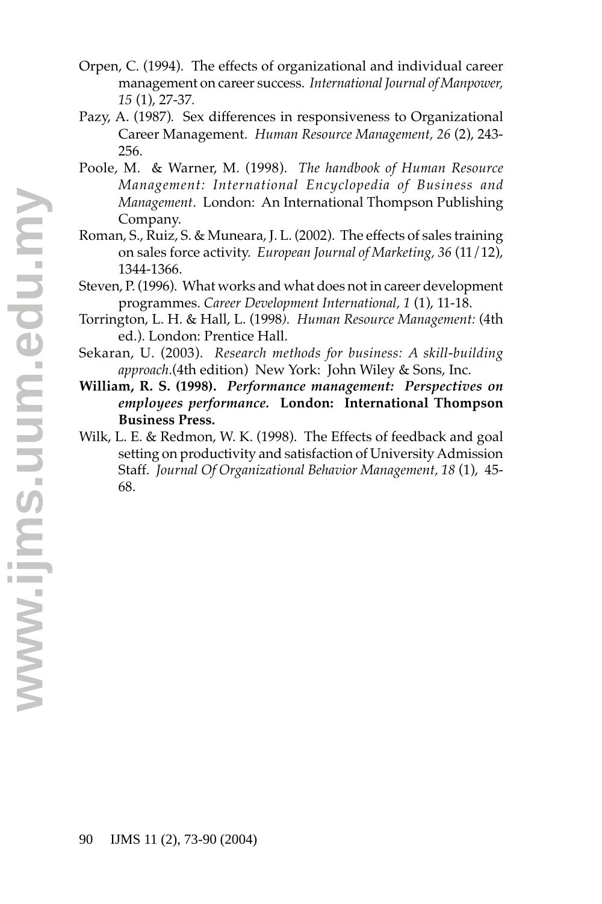Orpen, C. (1994). The effects of organizational and individual career management on career success. *International Journal of Manpower, 15* (1), 27-37.

Pazy, A. (1987). Sex differences in responsiveness to Organizational Career Management. *Human Resource Management, 26* (2), 243-256.

Poole, M. & Warner, M. (1998). *The handbook of Human Resource Management: International Encyclopedia of Business and Management*. London: An International Thompson Publishing Company.

Roman, S., Ruiz, S. & Muneara, J. L. (2002). The effects of sales training on sales force activity. *European Journal of Marketing, 36* (11/12), 1344-1366.

Steven, P. (1996). What works and what does not in career development programmes. *Career Development International, 1* (1), 11-18.

Torrington, L. H. & Hall, L. (1998). *Human Resource Management:* (4th ed.). London: Prentice Hall.

Sekaran, U. (2003). *Research methods for business: A skill-building approach.*(4th edition) New York: John Wiley & Sons, Inc.

**William, R. S. (1998).** ***Performance management: Perspectives on employees performance.*** **London: International Thompson Business Press.**

Wilk, L. E. & Redmon, W. K. (1998). The Effects of feedback and goal setting on productivity and satisfaction of University Admission Staff. *Journal Of Organizational Behavior Management, 18* (1), 45-68.